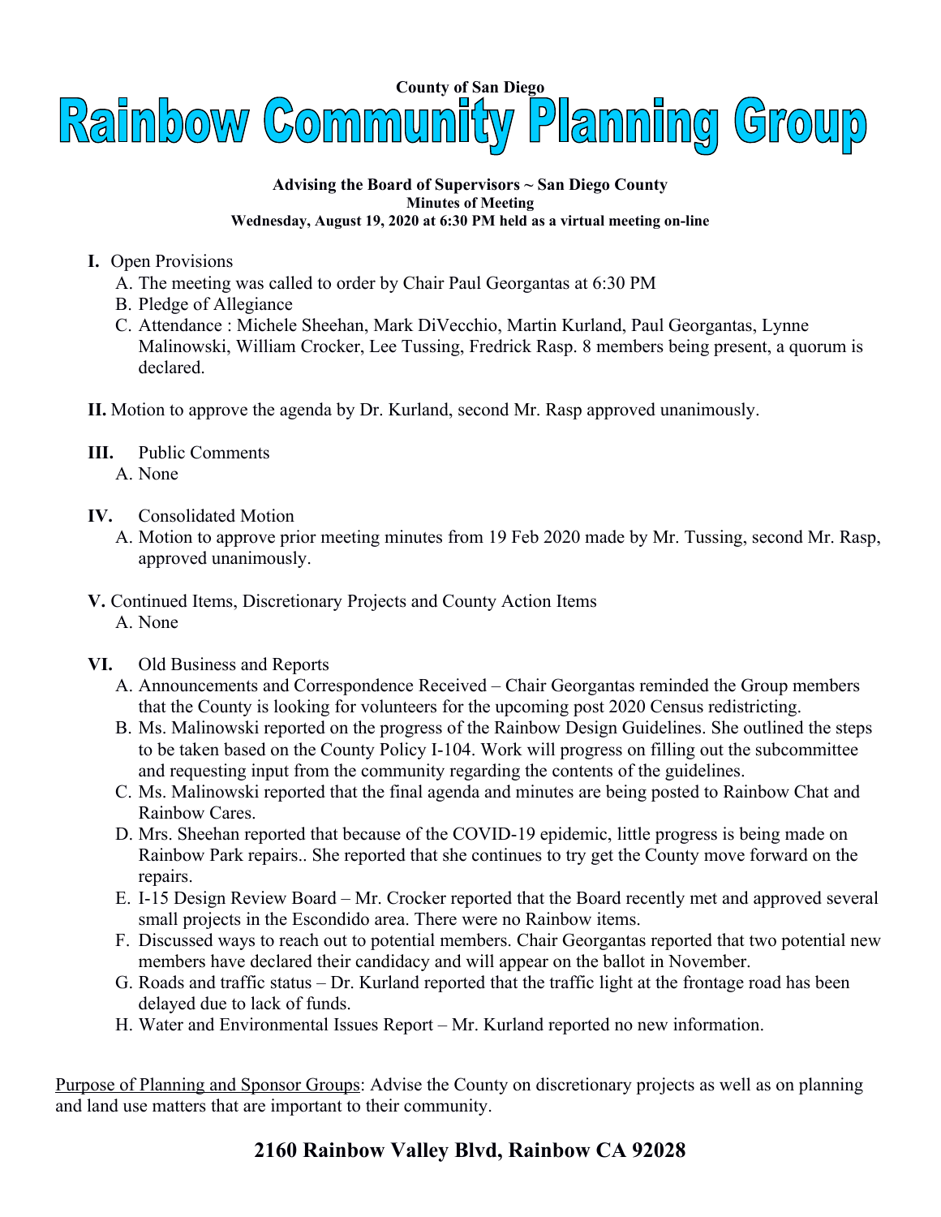County of San Diego

# Rainbow Community Planning Group

**Advising the Board of Supervisors ~ San Diego County**
**Minutes of Meeting**
**Wednesday, August 19, 2020 at 6:30 PM held as a virtual meeting on-line**

**I.** Open Provisions
  A. The meeting was called to order by Chair Paul Georgantas at 6:30 PM
  B. Pledge of Allegiance
  C. Attendance : Michele Sheehan, Mark DiVecchio, Martin Kurland, Paul Georgantas, Lynne Malinowski, William Crocker, Lee Tussing, Fredrick Rasp. 8 members being present, a quorum is declared.

**II.** Motion to approve the agenda by Dr. Kurland, second Mr. Rasp approved unanimously.

**III.** Public Comments
  A. None

**IV.** Consolidated Motion
  A. Motion to approve prior meeting minutes from 19 Feb 2020 made by Mr. Tussing, second Mr. Rasp, approved unanimously.

**V.** Continued Items, Discretionary Projects and County Action Items
  A. None

**VI.** Old Business and Reports
  A. Announcements and Correspondence Received – Chair Georgantas reminded the Group members that the County is looking for volunteers for the upcoming post 2020 Census redistricting.
  B. Ms. Malinowski reported on the progress of the Rainbow Design Guidelines. She outlined the steps to be taken based on the County Policy I-104. Work will progress on filling out the subcommittee and requesting input from the community regarding the contents of the guidelines.
  C. Ms. Malinowski reported that the final agenda and minutes are being posted to Rainbow Chat and Rainbow Cares.
  D. Mrs. Sheehan reported that because of the COVID-19 epidemic, little progress is being made on Rainbow Park repairs.. She reported that she continues to try get the County move forward on the repairs.
  E. I-15 Design Review Board – Mr. Crocker reported that the Board recently met and approved several small projects in the Escondido area. There were no Rainbow items.
  F. Discussed ways to reach out to potential members. Chair Georgantas reported that two potential new members have declared their candidacy and will appear on the ballot in November.
  G. Roads and traffic status – Dr. Kurland reported that the traffic light at the frontage road has been delayed due to lack of funds.
  H. Water and Environmental Issues Report – Mr. Kurland reported no new information.

Purpose of Planning and Sponsor Groups: Advise the County on discretionary projects as well as on planning and land use matters that are important to their community.

**2160 Rainbow Valley Blvd, Rainbow CA 92028**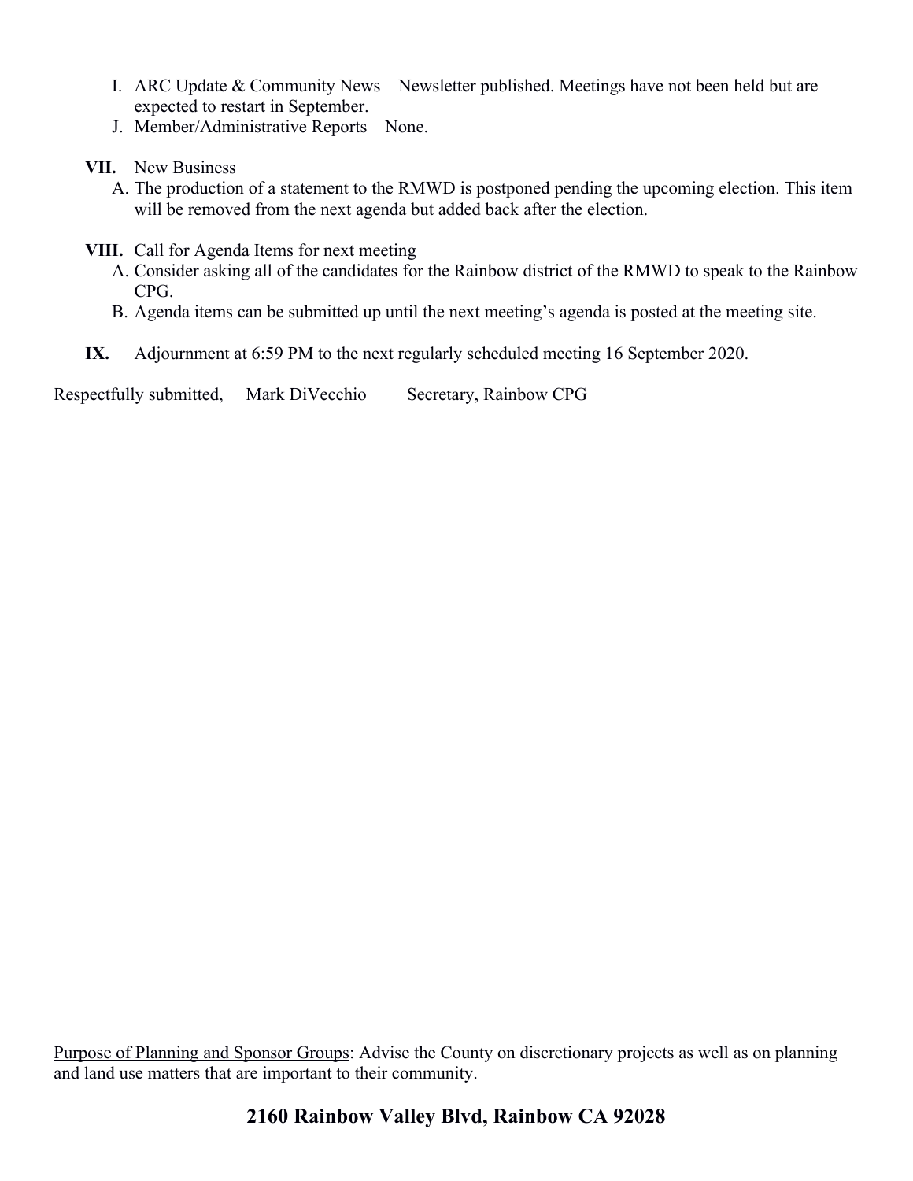I. ARC Update & Community News – Newsletter published. Meetings have not been held but are expected to restart in September.
J. Member/Administrative Reports – None.

**VII.** New Business

A. The production of a statement to the RMWD is postponed pending the upcoming election. This item will be removed from the next agenda but added back after the election.

**VIII.** Call for Agenda Items for next meeting

A. Consider asking all of the candidates for the Rainbow district of the RMWD to speak to the Rainbow CPG.
B. Agenda items can be submitted up until the next meeting's agenda is posted at the meeting site.

**IX.** Adjournment at 6:59 PM to the next regularly scheduled meeting 16 September 2020.

Respectfully submitted, Mark DiVecchio Secretary, Rainbow CPG

Purpose of Planning and Sponsor Groups: Advise the County on discretionary projects as well as on planning and land use matters that are important to their community.

**2160 Rainbow Valley Blvd, Rainbow CA 92028**